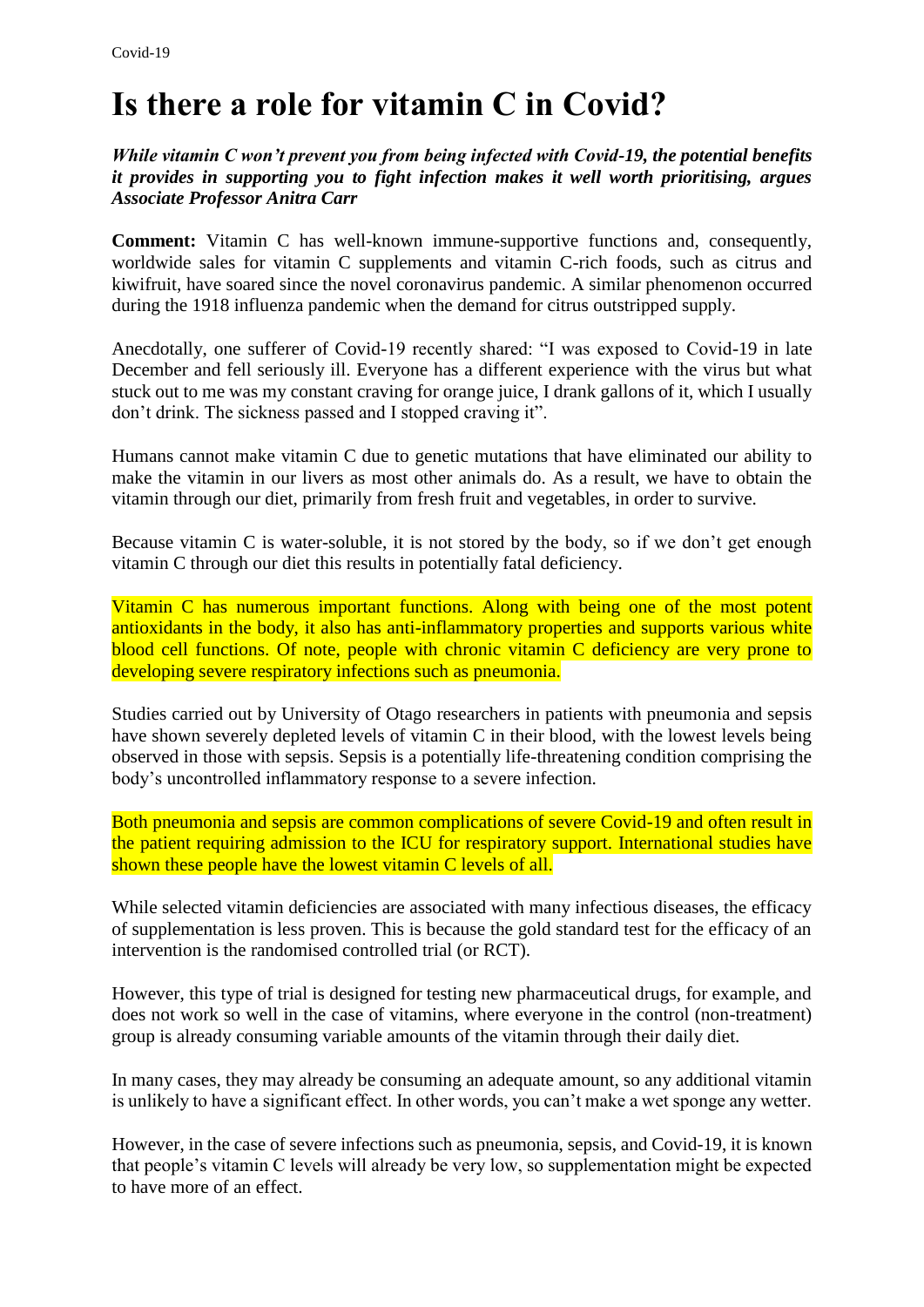# Is there a role for vitamin C in Covid?

***While vitamin C won't prevent you from being infected with Covid-19, the potential benefits it provides in supporting you to fight infection makes it well worth prioritising, argues Associate Professor Anitra Carr***

**Comment:** Vitamin C has well-known immune-supportive functions and, consequently, worldwide sales for vitamin C supplements and vitamin C-rich foods, such as citrus and kiwifruit, have soared since the novel coronavirus pandemic. A similar phenomenon occurred during the 1918 influenza pandemic when the demand for citrus outstripped supply.

Anecdotally, one sufferer of Covid-19 recently shared: "I was exposed to Covid-19 in late December and fell seriously ill. Everyone has a different experience with the virus but what stuck out to me was my constant craving for orange juice, I drank gallons of it, which I usually don't drink. The sickness passed and I stopped craving it".

Humans cannot make vitamin C due to genetic mutations that have eliminated our ability to make the vitamin in our livers as most other animals do. As a result, we have to obtain the vitamin through our diet, primarily from fresh fruit and vegetables, in order to survive.

Because vitamin C is water-soluble, it is not stored by the body, so if we don't get enough vitamin C through our diet this results in potentially fatal deficiency.

Vitamin C has numerous important functions. Along with being one of the most potent antioxidants in the body, it also has anti-inflammatory properties and supports various white blood cell functions. Of note, people with chronic vitamin C deficiency are very prone to developing severe respiratory infections such as pneumonia.

Studies carried out by University of Otago researchers in patients with pneumonia and sepsis have shown severely depleted levels of vitamin C in their blood, with the lowest levels being observed in those with sepsis. Sepsis is a potentially life-threatening condition comprising the body's uncontrolled inflammatory response to a severe infection.

Both pneumonia and sepsis are common complications of severe Covid-19 and often result in the patient requiring admission to the ICU for respiratory support. International studies have shown these people have the lowest vitamin C levels of all.

While selected vitamin deficiencies are associated with many infectious diseases, the efficacy of supplementation is less proven. This is because the gold standard test for the efficacy of an intervention is the randomised controlled trial (or RCT).

However, this type of trial is designed for testing new pharmaceutical drugs, for example, and does not work so well in the case of vitamins, where everyone in the control (non-treatment) group is already consuming variable amounts of the vitamin through their daily diet.

In many cases, they may already be consuming an adequate amount, so any additional vitamin is unlikely to have a significant effect. In other words, you can't make a wet sponge any wetter.

However, in the case of severe infections such as pneumonia, sepsis, and Covid-19, it is known that people's vitamin C levels will already be very low, so supplementation might be expected to have more of an effect.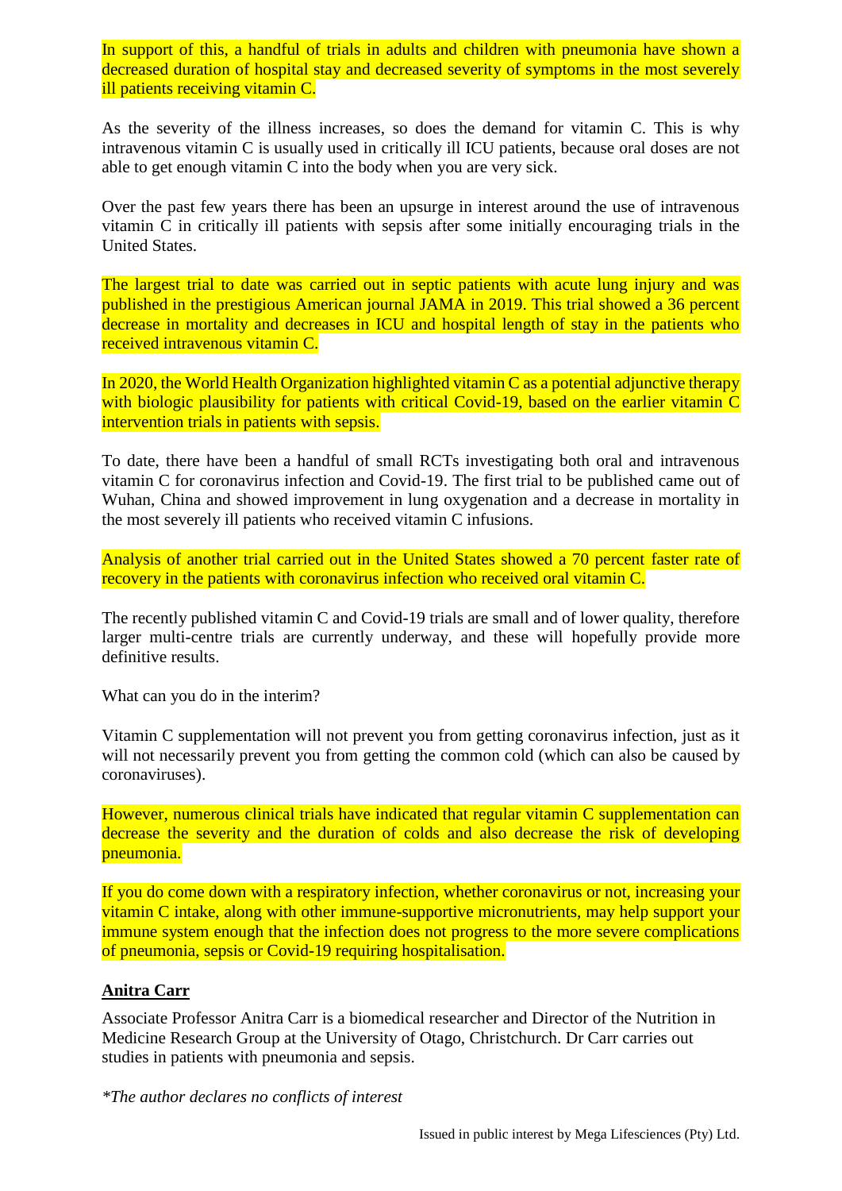In support of this, a handful of trials in adults and children with pneumonia have shown a decreased duration of hospital stay and decreased severity of symptoms in the most severely ill patients receiving vitamin C.

As the severity of the illness increases, so does the demand for vitamin C. This is why intravenous vitamin C is usually used in critically ill ICU patients, because oral doses are not able to get enough vitamin C into the body when you are very sick.

Over the past few years there has been an upsurge in interest around the use of intravenous vitamin C in critically ill patients with sepsis after some initially encouraging trials in the United States.

The largest trial to date was carried out in septic patients with acute lung injury and was published in the prestigious American journal JAMA in 2019. This trial showed a 36 percent decrease in mortality and decreases in ICU and hospital length of stay in the patients who received intravenous vitamin C.

In 2020, the World Health Organization highlighted vitamin C as a potential adjunctive therapy with biologic plausibility for patients with critical Covid-19, based on the earlier vitamin C intervention trials in patients with sepsis.

To date, there have been a handful of small RCTs investigating both oral and intravenous vitamin C for coronavirus infection and Covid-19. The first trial to be published came out of Wuhan, China and showed improvement in lung oxygenation and a decrease in mortality in the most severely ill patients who received vitamin C infusions.

Analysis of another trial carried out in the United States showed a 70 percent faster rate of recovery in the patients with coronavirus infection who received oral vitamin C.

The recently published vitamin C and Covid-19 trials are small and of lower quality, therefore larger multi-centre trials are currently underway, and these will hopefully provide more definitive results.

What can you do in the interim?

Vitamin C supplementation will not prevent you from getting coronavirus infection, just as it will not necessarily prevent you from getting the common cold (which can also be caused by coronaviruses).

However, numerous clinical trials have indicated that regular vitamin C supplementation can decrease the severity and the duration of colds and also decrease the risk of developing pneumonia.

If you do come down with a respiratory infection, whether coronavirus or not, increasing your vitamin C intake, along with other immune-supportive micronutrients, may help support your immune system enough that the infection does not progress to the more severe complications of pneumonia, sepsis or Covid-19 requiring hospitalisation.

**Anitra Carr**

Associate Professor Anitra Carr is a biomedical researcher and Director of the Nutrition in Medicine Research Group at the University of Otago, Christchurch. Dr Carr carries out studies in patients with pneumonia and sepsis.

**The author declares no conflicts of interest*

Issued in public interest by Mega Lifesciences (Pty) Ltd.